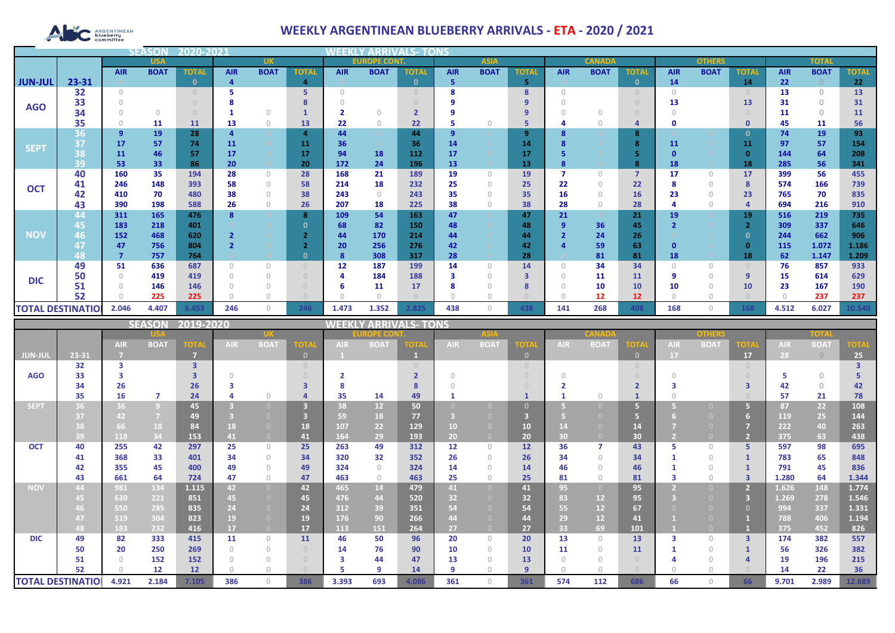# WEEKLY ARGENTINEAN BLUEBERRY ARRIVALS - ETA - 2020 / 2021

ARGENTINEAN blueberry committee

## SEASON 2020-2021 — WEEKLY ARRIVALS- TONS

| | | USA | | | UK | | | EUROPE CONT. | | | ASIA | | | CANADA | | | OTHERS | | | TOTAL | | |
|---|---|---|---|---|---|---|---|---|---|---|---|---|---|---|---|---|---|---|---|---|---|---|
| | | AIR | BOAT | TOTAL | AIR | BOAT | TOTAL | AIR | BOAT | TOTAL | AIR | BOAT | TOTAL | AIR | BOAT | TOTAL | AIR | BOAT | TOTAL | AIR | BOAT | TOTAL |
| JUN-JUL | 23-31 | 0 | | 0 | 4 | | 4 | 0 | | 0 | 5 | | 5 | 0 | | 0 | 14 | | 14 | 22 | 0 | 22 |
| AGO | 32 | 0 | | 0 | 5 | | 5 | 0 | | 0 | 8 | | 8 | 0 | | 0 | 0 | | 0 | 13 | 0 | 13 |
| | 33 | 0 | | 0 | 8 | | 8 | 0 | | 0 | 9 | | 9 | 0 | | 0 | 13 | | 13 | 31 | 0 | 31 |
| | 34 | 0 | 0 | 0 | 1 | 0 | 1 | 2 | 0 | 2 | 9 | | 9 | 0 | 0 | 0 | 0 | | 0 | 11 | 0 | 11 |
| | 35 | 0 | 11 | 11 | 13 | 0 | 13 | 22 | 0 | 22 | 5 | 0 | 5 | 4 | 0 | 4 | 0 | | 0 | 45 | 11 | 56 |
| SEPT | 36 | 9 | 19 | 28 | 4 | | 4 | 44 | | 44 | 9 | | 9 | 8 | | 8 | | | 0 | 74 | 19 | 93 |
| | 37 | 17 | 57 | 74 | 11 | | 11 | 36 | | 36 | 14 | | 14 | 8 | | 8 | 11 | | 11 | 97 | 57 | 154 |
| | 38 | 11 | 46 | 57 | 17 | | 17 | 94 | 18 | 112 | 17 | | 17 | 5 | | 5 | 0 | | 0 | 144 | 64 | 208 |
| | 39 | 53 | 33 | 86 | 20 | | 20 | 172 | 24 | 196 | 13 | | 13 | 8 | | 8 | 18 | | 18 | 285 | 56 | 341 |
| OCT | 40 | 160 | 35 | 194 | 28 | 0 | 28 | 168 | 21 | 189 | 19 | 0 | 19 | 7 | 0 | 7 | 17 | 0 | 17 | 399 | 56 | 455 |
| | 41 | 246 | 148 | 393 | 58 | 0 | 58 | 214 | 18 | 232 | 25 | 0 | 25 | 22 | 0 | 22 | 8 | 0 | 8 | 574 | 166 | 739 |
| | 42 | 410 | 70 | 480 | 38 | 0 | 38 | 243 | 0 | 243 | 35 | 0 | 35 | 16 | 0 | 16 | 23 | 0 | 23 | 765 | 70 | 835 |
| | 43 | 390 | 198 | 588 | 26 | 0 | 26 | 207 | 18 | 225 | 38 | 0 | 38 | 28 | 0 | 28 | 4 | 0 | 4 | 694 | 216 | 910 |
| NOV | 44 | 311 | 165 | 476 | 8 | | 8 | 109 | 54 | 163 | 47 | | 47 | 21 | | 21 | 19 | | 19 | 516 | 219 | 735 |
| | 45 | 183 | 218 | 401 | | | 0 | 68 | 82 | 150 | 48 | | 48 | 9 | 36 | 45 | 2 | | 2 | 309 | 337 | 646 |
| | 46 | 152 | 468 | 620 | 2 | | 2 | 44 | 170 | 214 | 44 | | 44 | 2 | 24 | 26 | | | 0 | 244 | 662 | 906 |
| | 47 | 47 | 756 | 804 | 2 | | 2 | 20 | 256 | 276 | 42 | | 42 | 4 | 59 | 63 | 0 | | 0 | 115 | 1.072 | 1.186 |
| | 48 | 7 | 757 | 764 | | | 0 | 8 | 308 | 317 | 28 | | 28 | | 81 | 81 | 18 | | 18 | 62 | 1.147 | 1.209 |
| DIC | 49 | 51 | 636 | 687 | 0 | 0 | 0 | 12 | 187 | 199 | 14 | 0 | 14 | 0 | 34 | 34 | 0 | 0 | 0 | 76 | 857 | 933 |
| | 50 | 0 | 419 | 419 | 0 | 0 | 0 | 4 | 184 | 188 | 3 | 0 | 3 | 0 | 11 | 11 | 9 | 0 | 9 | 15 | 614 | 629 |
| | 51 | 0 | 146 | 146 | 0 | 0 | 0 | 6 | 11 | 17 | 8 | 0 | 8 | 0 | 10 | 10 | 10 | 0 | 10 | 23 | 167 | 190 |
| | 52 | 0 | 225 | 225 | 0 | 0 | 0 | 0 | 0 | 0 | 0 | 0 | 0 | 0 | 12 | 12 | 0 | 0 | 0 | 0 | 237 | 237 |
| TOTAL DESTINATION | | 2.046 | 4.407 | 6.453 | 246 | 0 | 246 | 1.473 | 1.352 | 2.825 | 438 | 0 | 438 | 141 | 268 | 408 | 168 | 0 | 168 | 4.512 | 6.027 | 10.540 |

## SEASON 2019-2020 — WEEKLY ARRIVALS- TONS

| | | USA | | | UK | | | EUROPE CONT. | | | ASIA | | | CANADA | | | OTHERS | | | TOTAL | | |
|---|---|---|---|---|---|---|---|---|---|---|---|---|---|---|---|---|---|---|---|---|---|---|
| | | AIR | BOAT | TOTAL | AIR | BOAT | TOTAL | AIR | BOAT | TOTAL | AIR | BOAT | TOTAL | AIR | BOAT | TOTAL | AIR | BOAT | TOTAL | AIR | BOAT | TOTAL |
| JUN-JUL | 23-31 | 7 | | 7 | | | 0 | 1 | | 1 | | | 0 | | | 0 | 17 | | 17 | 28 | 0 | 25 |
| AGO | 32 | 3 | | 3 | | | | | | 0 | | | 0 | | | 0 | | | 0 | | | 3 |
| | 33 | 3 | | 3 | 0 | | 0 | 2 | | 2 | 0 | | 0 | 0 | | 0 | 0 | | 0 | 5 | 0 | 5 |
| | 34 | 26 | | 26 | 3 | | 3 | 8 | | 8 | 0 | | 0 | 2 | | 2 | 3 | | 3 | 42 | 0 | 42 |
| | 35 | 16 | 7 | 24 | 4 | 0 | 4 | 35 | 14 | 49 | 1 | | 1 | 1 | 0 | 1 | 0 | | 0 | 57 | 21 | 78 |
| SEPT | 36 | 36 | 9 | 45 | 3 | 0 | 3 | 38 | 12 | 50 | 0 | 0 | 0 | 5 | 0 | 5 | 5 | 0 | 5 | 87 | 22 | 108 |
| | 37 | 42 | 7 | 49 | 3 | 0 | 3 | 59 | 18 | 77 | 3 | 0 | 3 | 5 | 0 | 5 | 6 | 0 | 6 | 119 | 25 | 144 |
| | 38 | 66 | 18 | 84 | 18 | 0 | 18 | 107 | 22 | 129 | 10 | 0 | 10 | 14 | 0 | 14 | 7 | 0 | 7 | 222 | 40 | 263 |
| | 39 | 118 | 34 | 153 | 41 | 0 | 41 | 164 | 29 | 193 | 20 | 0 | 20 | 30 | 0 | 30 | 2 | 0 | 2 | 375 | 63 | 438 |
| OCT | 40 | 255 | 42 | 297 | 25 | 0 | 25 | 263 | 49 | 312 | 12 | 0 | 12 | 36 | 7 | 43 | 5 | 0 | 5 | 597 | 98 | 695 |
| | 41 | 368 | 33 | 401 | 34 | 0 | 34 | 320 | 32 | 352 | 26 | 0 | 26 | 34 | 0 | 34 | 1 | 0 | 1 | 783 | 65 | 848 |
| | 42 | 355 | 45 | 400 | 49 | 0 | 49 | 324 | 0 | 324 | 14 | 0 | 14 | 46 | 0 | 46 | 1 | 0 | 1 | 791 | 45 | 836 |
| | 43 | 661 | 64 | 724 | 47 | 0 | 47 | 463 | 0 | 463 | 25 | 0 | 25 | 81 | 0 | 81 | 3 | 0 | 3 | 1.280 | 64 | 1.344 |
| NOV | 44 | 981 | 134 | 1.115 | 42 | 0 | 42 | 465 | 14 | 479 | 41 | 0 | 41 | 95 | 0 | 95 | 2 | 0 | 2 | 1.626 | 148 | 1.774 |
| | 45 | 630 | 221 | 851 | 45 | 0 | 45 | 476 | 44 | 520 | 32 | 0 | 32 | 83 | 12 | 95 | 3 | 0 | 3 | 1.269 | 278 | 1.546 |
| | 46 | 550 | 285 | 835 | 24 | 0 | 24 | 312 | 39 | 351 | 54 | 0 | 54 | 55 | 12 | 67 | 0 | 0 | 0 | 994 | 337 | 1.331 |
| | 47 | 519 | 304 | 823 | 19 | 0 | 19 | 176 | 90 | 266 | 44 | 0 | 44 | 29 | 12 | 41 | 1 | 0 | 1 | 788 | 406 | 1.194 |
| | 48 | 183 | 232 | 416 | 17 | 0 | 17 | 113 | 151 | 264 | 27 | 0 | 27 | 33 | 69 | 101 | 1 | 0 | 1 | 375 | 452 | 826 |
| DIC | 49 | 82 | 333 | 415 | 11 | 0 | 11 | 46 | 50 | 96 | 20 | 0 | 20 | 13 | 0 | 13 | 3 | 0 | 3 | 174 | 382 | 557 |
| | 50 | 20 | 250 | 269 | 0 | 0 | 0 | 14 | 76 | 90 | 10 | 0 | 10 | 11 | 0 | 11 | 1 | 0 | 1 | 56 | 326 | 382 |
| | 51 | 0 | 152 | 152 | 0 | 0 | 0 | 3 | 44 | 47 | 13 | 0 | 13 | 0 | 0 | 0 | 4 | 0 | 4 | 19 | 196 | 215 |
| | 52 | 0 | 12 | 12 | 0 | 0 | 0 | 5 | 9 | 14 | 9 | 0 | 9 | 0 | 0 | 0 | 0 | 0 | 0 | 14 | 22 | 36 |
| TOTAL DESTINATION | | 4.921 | 2.184 | 7.105 | 386 | 0 | 386 | 3.393 | 693 | 4.086 | 361 | 0 | 361 | 574 | 112 | 686 | 66 | 0 | 66 | 9.701 | 2.989 | 12.689 |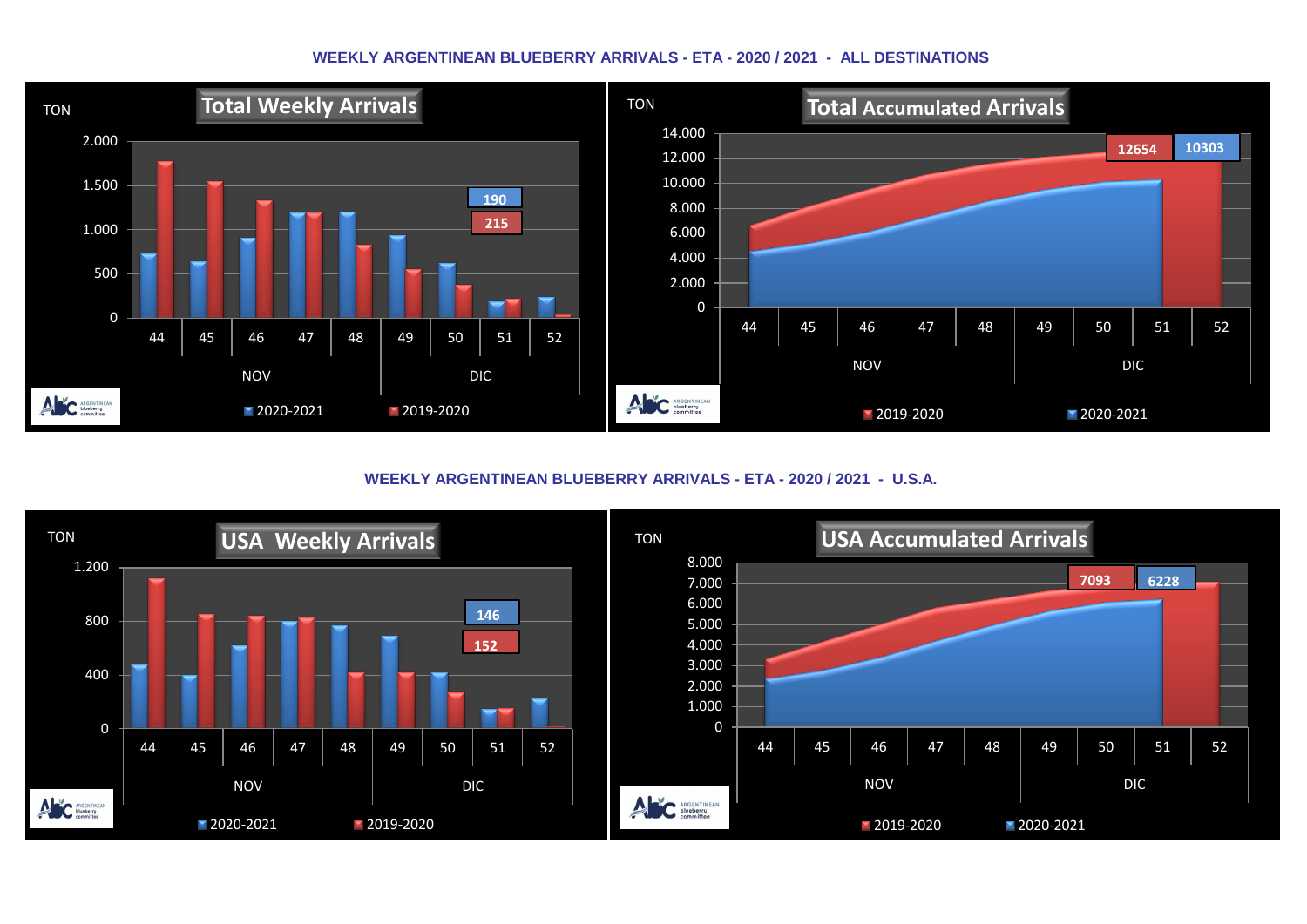## WEEKLY ARGENTINEAN BLUEBERRY ARRIVALS - ETA - 2020 / 2021 - ALL DESTINATIONS

**Total Weekly Arrivals**

TON

2.000, 1.500, 1.000, 500, 0

44, 45, 46, 47, 48, 49, 50, 51, 52

NOV, DIC

190
215

2020-2021 2019-2020

**Total Accumulated Arrivals**

TON

14.000, 12.000, 10.000, 8.000, 6.000, 4.000, 2.000, 0

44, 45, 46, 47, 48, 49, 50, 51, 52

NOV, DIC

12654 10303

2019-2020 2020-2021

## WEEKLY ARGENTINEAN BLUEBERRY ARRIVALS - ETA - 2020 / 2021 - U.S.A.

**USA Weekly Arrivals**

TON

1.200, 800, 400, 0

44, 45, 46, 47, 48, 49, 50, 51, 52

NOV, DIC

146
152

2020-2021 2019-2020

**USA Accumulated Arrivals**

TON

8.000, 7.000, 6.000, 5.000, 4.000, 3.000, 2.000, 1.000, 0

44, 45, 46, 47, 48, 49, 50, 51, 52

NOV, DIC

7093 6228

2019-2020 2020-2021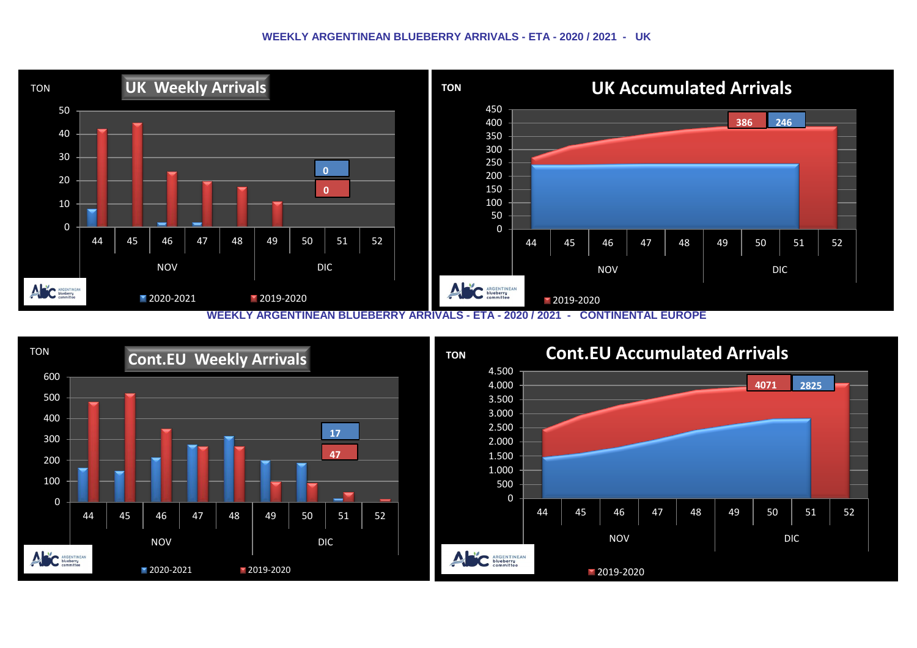# WEEKLY ARGENTINEAN BLUEBERRY ARRIVALS - ETA - 2020 / 2021 - UK

**UK Weekly Arrivals**

TON

| Week | 2020-2021 | 2019-2020 |
|---|---|---|
| 44 | 8 | 42 |
| 45 | | 45 |
| 46 | 2 | 24 |
| 47 | 2 | 20 |
| 48 | | 17 |
| 49 | | 11 |
| 50 | | |
| 51 | | |
| 52 | | |

Labels: 0 (2020-2021), 0 (2019-2020)

NOV | DIC

**UK Accumulated Arrivals**

TON

386 | 246

Weeks: 44 45 46 47 48 49 50 51 52 — NOV | DIC

2019-2020

# WEEKLY ARGENTINEAN BLUEBERRY ARRIVALS - ETA - 2020 / 2021 - CONTINENTAL EUROPE

**Cont.EU Weekly Arrivals**

TON

Labels: 17 (2020-2021), 47 (2019-2020)

Weeks: 44 45 46 47 48 49 50 51 52 — NOV | DIC

2020-2021 | 2019-2020

**Cont.EU Accumulated Arrivals**

TON

4071 | 2825

Weeks: 44 45 46 47 48 49 50 51 52 — NOV | DIC

2019-2020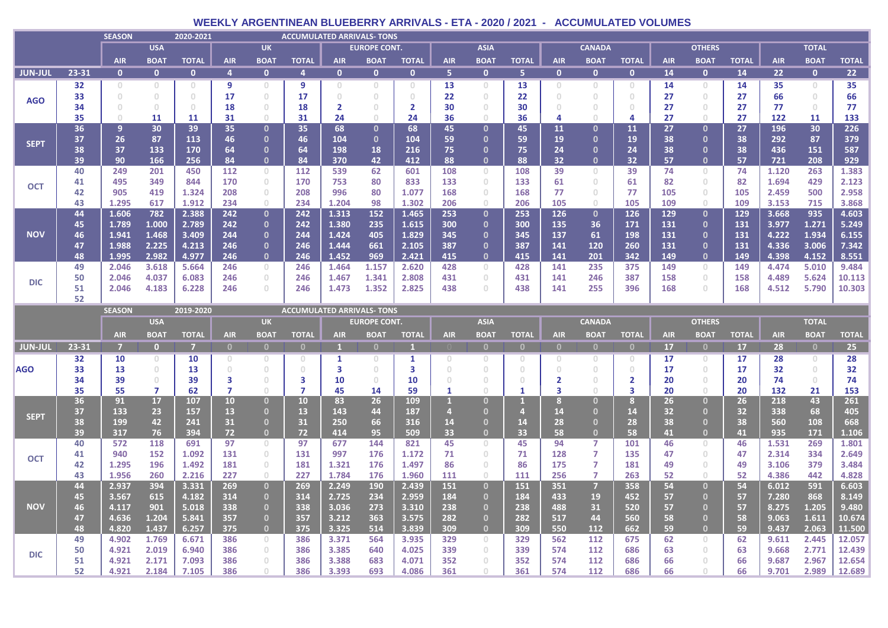# WEEKLY ARGENTINEAN BLUEBERRY ARRIVALS - ETA - 2020 / 2021 - ACCUMULATED VOLUMES

| SEASON 2020-2021 | | ACCUMULATED ARRIVALS- TONS | | | | | | | | | | | | | | | | | | | | |
|---|---|---|---|---|---|---|---|---|---|---|---|---|---|---|---|---|---|---|---|---|---|---|
| | | USA | | | UK | | | EUROPE CONT. | | | ASIA | | | CANADA | | | OTHERS | | | TOTAL | | |
| | | AIR | BOAT | TOTAL | AIR | BOAT | TOTAL | AIR | BOAT | TOTAL | AIR | BOAT | TOTAL | AIR | BOAT | TOTAL | AIR | BOAT | TOTAL | AIR | BOAT | TOTAL |
| JUN-JUL | 23-31 | 0 | 0 | 0 | 4 | 0 | 4 | 0 | 0 | 0 | 5 | 0 | 5 | 0 | 0 | 0 | 14 | 0 | 14 | 22 | 0 | 22 |
| AGO | 32 | 0 | 0 | 0 | 9 | 0 | 9 | 0 | 0 | 0 | 13 | 0 | 13 | 0 | 0 | 0 | 14 | 0 | 14 | 35 | 0 | 35 |
| | 33 | 0 | 0 | 0 | 17 | 0 | 17 | 0 | 0 | 0 | 22 | 0 | 22 | 0 | 0 | 0 | 27 | 0 | 27 | 66 | 0 | 66 |
| | 34 | 0 | 0 | 0 | 18 | 0 | 18 | 2 | 0 | 2 | 30 | 0 | 30 | 0 | 0 | 0 | 27 | 0 | 27 | 77 | 0 | 77 |
| | 35 | 0 | 11 | 11 | 31 | 0 | 31 | 24 | 0 | 24 | 36 | 0 | 36 | 4 | 0 | 4 | 27 | 0 | 27 | 122 | 11 | 133 |
| SEPT | 36 | 9 | 30 | 39 | 35 | 0 | 35 | 68 | 0 | 68 | 45 | 0 | 45 | 11 | 0 | 11 | 27 | 0 | 27 | 196 | 30 | 226 |
| | 37 | 26 | 87 | 113 | 46 | 0 | 46 | 104 | 0 | 104 | 59 | 0 | 59 | 19 | 0 | 19 | 38 | 0 | 38 | 292 | 87 | 379 |
| | 38 | 37 | 133 | 170 | 64 | 0 | 64 | 198 | 18 | 216 | 75 | 0 | 75 | 24 | 0 | 24 | 38 | 0 | 38 | 436 | 151 | 587 |
| | 39 | 90 | 166 | 256 | 84 | 0 | 84 | 370 | 42 | 412 | 88 | 0 | 88 | 32 | 0 | 32 | 57 | 0 | 57 | 721 | 208 | 929 |
| OCT | 40 | 249 | 201 | 450 | 112 | 0 | 112 | 539 | 62 | 601 | 108 | 0 | 108 | 39 | 0 | 39 | 74 | 0 | 74 | 1.120 | 263 | 1.383 |
| | 41 | 495 | 349 | 844 | 170 | 0 | 170 | 753 | 80 | 833 | 133 | 0 | 133 | 61 | 0 | 61 | 82 | 0 | 82 | 1.694 | 429 | 2.123 |
| | 42 | 905 | 419 | 1.324 | 208 | 0 | 208 | 996 | 80 | 1.077 | 168 | 0 | 168 | 77 | 0 | 77 | 105 | 0 | 105 | 2.459 | 500 | 2.958 |
| | 43 | 1.295 | 617 | 1.912 | 234 | 0 | 234 | 1.204 | 98 | 1.302 | 206 | 0 | 206 | 105 | 0 | 105 | 109 | 0 | 109 | 3.153 | 715 | 3.868 |
| NOV | 44 | 1.606 | 782 | 2.388 | 242 | 0 | 242 | 1.313 | 152 | 1.465 | 253 | 0 | 253 | 126 | 0 | 126 | 129 | 0 | 129 | 3.668 | 935 | 4.603 |
| | 45 | 1.789 | 1.000 | 2.789 | 242 | 0 | 242 | 1.380 | 235 | 1.615 | 300 | 0 | 300 | 135 | 36 | 171 | 131 | 0 | 131 | 3.977 | 1.271 | 5.249 |
| | 46 | 1.941 | 1.468 | 3.409 | 244 | 0 | 244 | 1.424 | 405 | 1.829 | 345 | 0 | 345 | 137 | 61 | 198 | 131 | 0 | 131 | 4.222 | 1.934 | 6.155 |
| | 47 | 1.988 | 2.225 | 4.213 | 246 | 0 | 246 | 1.444 | 661 | 2.105 | 387 | 0 | 387 | 141 | 120 | 260 | 131 | 0 | 131 | 4.336 | 3.006 | 7.342 |
| | 48 | 1.995 | 2.982 | 4.977 | 246 | 0 | 246 | 1.452 | 969 | 2.421 | 415 | 0 | 415 | 141 | 201 | 342 | 149 | 0 | 149 | 4.398 | 4.152 | 8.551 |
| DIC | 49 | 2.046 | 3.618 | 5.664 | 246 | 0 | 246 | 1.464 | 1.157 | 2.620 | 428 | 0 | 428 | 141 | 235 | 375 | 149 | 0 | 149 | 4.474 | 5.010 | 9.484 |
| | 50 | 2.046 | 4.037 | 6.083 | 246 | 0 | 246 | 1.467 | 1.341 | 2.808 | 431 | 0 | 431 | 141 | 246 | 387 | 158 | 0 | 158 | 4.489 | 5.624 | 10.113 |
| | 51 | 2.046 | 4.183 | 6.228 | 246 | 0 | 246 | 1.473 | 1.352 | 2.825 | 438 | 0 | 438 | 141 | 255 | 396 | 168 | 0 | 168 | 4.512 | 5.790 | 10.303 |
| | 52 | | | | | | | | | | | | | | | | | | | | | |

| SEASON 2019-2020 | | ACCUMULATED ARRIVALS- TONS | | | | | | | | | | | | | | | | | | | | |
|---|---|---|---|---|---|---|---|---|---|---|---|---|---|---|---|---|---|---|---|---|---|---|
| | | USA | | | UK | | | EUROPE CONT. | | | ASIA | | | CANADA | | | OTHERS | | | TOTAL | | |
| | | AIR | BOAT | TOTAL | AIR | BOAT | TOTAL | AIR | BOAT | TOTAL | AIR | BOAT | TOTAL | AIR | BOAT | TOTAL | AIR | BOAT | TOTAL | AIR | BOAT | TOTAL |
| JUN-JUL | 23-31 | 7 | 0 | 7 | 0 | 0 | 0 | 1 | 0 | 1 | 0 | 0 | 0 | 0 | 0 | 0 | 17 | 0 | 17 | 28 | 0 | 25 |
| AGO | 32 | 10 | 0 | 10 | 0 | 0 | 0 | 1 | 0 | 1 | 0 | 0 | 0 | 0 | 0 | 0 | 17 | 0 | 17 | 28 | 0 | 28 |
| | 33 | 13 | 0 | 13 | 0 | 0 | 0 | 3 | 0 | 3 | 0 | 0 | 0 | 0 | 0 | 0 | 17 | 0 | 17 | 32 | 0 | 32 |
| | 34 | 39 | 0 | 39 | 3 | 0 | 3 | 10 | 0 | 10 | 0 | 0 | 0 | 2 | 0 | 2 | 20 | 0 | 20 | 74 | 0 | 74 |
| | 35 | 55 | 7 | 62 | 7 | 0 | 7 | 45 | 14 | 59 | 1 | 0 | 1 | 3 | 0 | 3 | 20 | 0 | 20 | 132 | 21 | 153 |
| SEPT | 36 | 91 | 17 | 107 | 10 | 0 | 10 | 83 | 26 | 109 | 1 | 0 | 1 | 8 | 0 | 8 | 26 | 0 | 26 | 218 | 43 | 261 |
| | 37 | 133 | 23 | 157 | 13 | 0 | 13 | 143 | 44 | 187 | 4 | 0 | 4 | 14 | 0 | 14 | 32 | 0 | 32 | 338 | 68 | 405 |
| | 38 | 199 | 42 | 241 | 31 | 0 | 31 | 250 | 66 | 316 | 14 | 0 | 14 | 28 | 0 | 28 | 38 | 0 | 38 | 560 | 108 | 668 |
| | 39 | 317 | 76 | 394 | 72 | 0 | 72 | 414 | 95 | 509 | 33 | 0 | 33 | 58 | 0 | 58 | 41 | 0 | 41 | 935 | 171 | 1.106 |
| OCT | 40 | 572 | 118 | 691 | 97 | 0 | 97 | 677 | 144 | 821 | 45 | 0 | 45 | 94 | 7 | 101 | 46 | 0 | 46 | 1.531 | 269 | 1.801 |
| | 41 | 940 | 152 | 1.092 | 131 | 0 | 131 | 997 | 176 | 1.172 | 71 | 0 | 71 | 128 | 7 | 135 | 47 | 0 | 47 | 2.314 | 334 | 2.649 |
| | 42 | 1.295 | 196 | 1.492 | 181 | 0 | 181 | 1.321 | 176 | 1.497 | 86 | 0 | 86 | 175 | 7 | 181 | 49 | 0 | 49 | 3.106 | 379 | 3.484 |
| | 43 | 1.956 | 260 | 2.216 | 227 | 0 | 227 | 1.784 | 176 | 1.960 | 111 | 0 | 111 | 256 | 7 | 263 | 52 | 0 | 52 | 4.386 | 442 | 4.828 |
| NOV | 44 | 2.937 | 394 | 3.331 | 269 | 0 | 269 | 2.249 | 190 | 2.439 | 151 | 0 | 151 | 351 | 7 | 358 | 54 | 0 | 54 | 6.012 | 591 | 6.603 |
| | 45 | 3.567 | 615 | 4.182 | 314 | 0 | 314 | 2.725 | 234 | 2.959 | 184 | 0 | 184 | 433 | 19 | 452 | 57 | 0 | 57 | 7.280 | 868 | 8.149 |
| | 46 | 4.117 | 901 | 5.018 | 338 | 0 | 338 | 3.036 | 273 | 3.310 | 238 | 0 | 238 | 488 | 31 | 520 | 57 | 0 | 57 | 8.275 | 1.205 | 9.480 |
| | 47 | 4.636 | 1.204 | 5.841 | 357 | 0 | 357 | 3.212 | 363 | 3.575 | 282 | 0 | 282 | 517 | 44 | 560 | 58 | 0 | 58 | 9.063 | 1.611 | 10.674 |
| | 48 | 4.820 | 1.437 | 6.257 | 375 | 0 | 375 | 3.325 | 514 | 3.839 | 309 | 0 | 309 | 550 | 112 | 662 | 59 | 0 | 59 | 9.437 | 2.063 | 11.500 |
| DIC | 49 | 4.902 | 1.769 | 6.671 | 386 | 0 | 386 | 3.371 | 564 | 3.935 | 329 | 0 | 329 | 562 | 112 | 675 | 62 | 0 | 62 | 9.611 | 2.445 | 12.057 |
| | 50 | 4.921 | 2.019 | 6.940 | 386 | 0 | 386 | 3.385 | 640 | 4.025 | 339 | 0 | 339 | 574 | 112 | 686 | 63 | 0 | 63 | 9.668 | 2.771 | 12.439 |
| | 51 | 4.921 | 2.171 | 7.093 | 386 | 0 | 386 | 3.388 | 683 | 4.071 | 352 | 0 | 352 | 574 | 112 | 686 | 66 | 0 | 66 | 9.687 | 2.967 | 12.654 |
| | 52 | 4.921 | 2.184 | 7.105 | 386 | 0 | 386 | 3.393 | 693 | 4.086 | 361 | 0 | 361 | 574 | 112 | 686 | 66 | 0 | 66 | 9.701 | 2.989 | 12.689 |